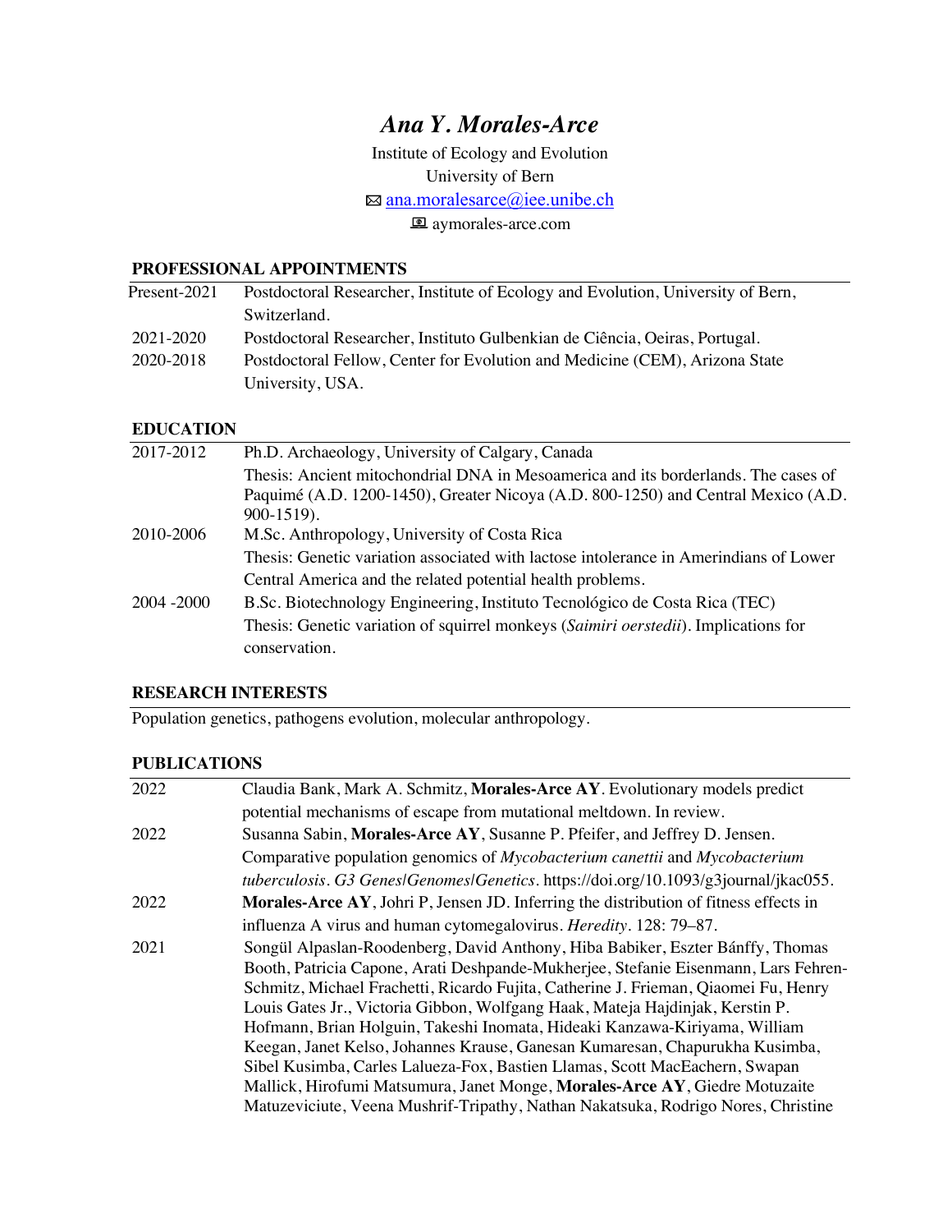# *Ana Y. Morales-Arce*

Institute of Ecology and Evolution
University of Bern
🖂 ana.moralesarce@iee.unibe.ch
💻 aymorales-arce.com

## PROFESSIONAL APPOINTMENTS

| | |
|---|---|
| Present-2021 | Postdoctoral Researcher, Institute of Ecology and Evolution, University of Bern, Switzerland. |
| 2021-2020 | Postdoctoral Researcher, Instituto Gulbenkian de Ciência, Oeiras, Portugal. |
| 2020-2018 | Postdoctoral Fellow, Center for Evolution and Medicine (CEM), Arizona State University, USA. |

## EDUCATION

| | |
|---|---|
| 2017-2012 | Ph.D. Archaeology, University of Calgary, Canada<br>Thesis: Ancient mitochondrial DNA in Mesoamerica and its borderlands. The cases of Paquimé (A.D. 1200-1450), Greater Nicoya (A.D. 800-1250) and Central Mexico (A.D. 900-1519). |
| 2010-2006 | M.Sc. Anthropology, University of Costa Rica<br>Thesis: Genetic variation associated with lactose intolerance in Amerindians of Lower Central America and the related potential health problems. |
| 2004 -2000 | B.Sc. Biotechnology Engineering, Instituto Tecnológico de Costa Rica (TEC)<br>Thesis: Genetic variation of squirrel monkeys (*Saimiri oerstedii*). Implications for conservation. |

## RESEARCH INTERESTS

Population genetics, pathogens evolution, molecular anthropology.

## PUBLICATIONS

| | |
|---|---|
| 2022 | Claudia Bank, Mark A. Schmitz, **Morales-Arce AY**. Evolutionary models predict potential mechanisms of escape from mutational meltdown. In review. |
| 2022 | Susanna Sabin, **Morales-Arce AY**, Susanne P. Pfeifer, and Jeffrey D. Jensen. Comparative population genomics of *Mycobacterium canettii* and *Mycobacterium tuberculosis*. *G3 Genes\|Genomes\|Genetics*. https://doi.org/10.1093/g3journal/jkac055. |
| 2022 | **Morales-Arce AY**, Johri P, Jensen JD. Inferring the distribution of fitness effects in influenza A virus and human cytomegalovirus. *Heredity*. 128: 79–87. |
| 2021 | Songül Alpaslan-Roodenberg, David Anthony, Hiba Babiker, Eszter Bánffy, Thomas Booth, Patricia Capone, Arati Deshpande-Mukherjee, Stefanie Eisenmann, Lars Fehren-Schmitz, Michael Frachetti, Ricardo Fujita, Catherine J. Frieman, Qiaomei Fu, Henry Louis Gates Jr., Victoria Gibbon, Wolfgang Haak, Mateja Hajdinjak, Kerstin P. Hofmann, Brian Holguin, Takeshi Inomata, Hideaki Kanzawa-Kiriyama, William Keegan, Janet Kelso, Johannes Krause, Ganesan Kumaresan, Chapurukha Kusimba, Sibel Kusimba, Carles Lalueza-Fox, Bastien Llamas, Scott MacEachern, Swapan Mallick, Hirofumi Matsumura, Janet Monge, **Morales-Arce AY**, Giedre Motuzaite Matuzeviciute, Veena Mushrif-Tripathy, Nathan Nakatsuka, Rodrigo Nores, Christine |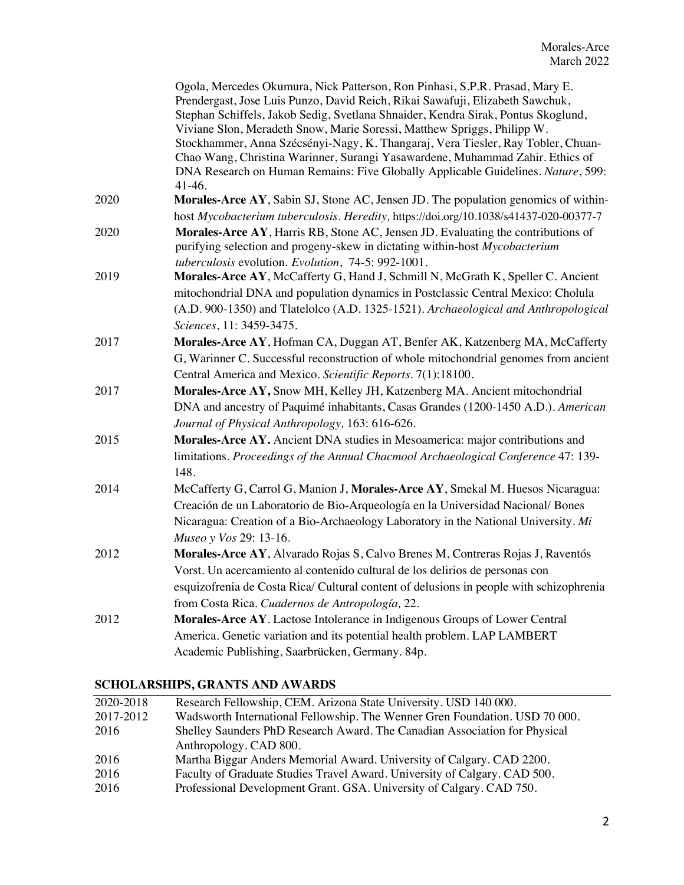Ogola, Mercedes Okumura, Nick Patterson, Ron Pinhasi, S.P.R. Prasad, Mary E. Prendergast, Jose Luis Punzo, David Reich, Rikai Sawafuji, Elizabeth Sawchuk, Stephan Schiffels, Jakob Sedig, Svetlana Shnaider, Kendra Sirak, Pontus Skoglund, Viviane Slon, Meradeth Snow, Marie Soressi, Matthew Spriggs, Philipp W. Stockhammer, Anna Szécsényi-Nagy, K. Thangaraj, Vera Tiesler, Ray Tobler, Chuan-Chao Wang, Christina Warinner, Surangi Yasawardene, Muhammad Zahir. Ethics of DNA Research on Human Remains: Five Globally Applicable Guidelines. *Nature*, 599: 41-46.

2020 **Morales-Arce AY**, Sabin SJ, Stone AC, Jensen JD. The population genomics of within-host *Mycobacterium tuberculosis*. *Heredity,* https://doi.org/10.1038/s41437-020-00377-7

2020 **Morales-Arce AY**, Harris RB, Stone AC, Jensen JD. Evaluating the contributions of purifying selection and progeny-skew in dictating within-host *Mycobacterium tuberculosis* evolution. *Evolution*, 74-5: 992-1001.

2019 **Morales-Arce AY**, McCafferty G, Hand J, Schmill N, McGrath K, Speller C. Ancient mitochondrial DNA and population dynamics in Postclassic Central Mexico: Cholula (A.D. 900-1350) and Tlatelolco (A.D. 1325-1521). *Archaeological and Anthropological Sciences*, 11: 3459-3475.

2017 **Morales-Arce AY**, Hofman CA, Duggan AT, Benfer AK, Katzenberg MA, McCafferty G, Warinner C. Successful reconstruction of whole mitochondrial genomes from ancient Central America and Mexico. *Scientific Reports*. 7(1):18100.

2017 **Morales-Arce AY,** Snow MH, Kelley JH, Katzenberg MA. Ancient mitochondrial DNA and ancestry of Paquimé inhabitants, Casas Grandes (1200-1450 A.D.). *American Journal of Physical Anthropology,* 163: 616-626.

2015 **Morales-Arce AY.** Ancient DNA studies in Mesoamerica: major contributions and limitations. *Proceedings of the Annual Chacmool Archaeological Conference* 47: 139-148.

2014 McCafferty G, Carrol G, Manion J, **Morales-Arce AY**, Smekal M. Huesos Nicaragua: Creación de un Laboratorio de Bio-Arqueología en la Universidad Nacional/ Bones Nicaragua: Creation of a Bio-Archaeology Laboratory in the National University. *Mi Museo y Vos* 29: 13-16.

2012 **Morales-Arce AY**, Alvarado Rojas S, Calvo Brenes M, Contreras Rojas J, Raventós Vorst. Un acercamiento al contenido cultural de los delirios de personas con esquizofrenia de Costa Rica/ Cultural content of delusions in people with schizophrenia from Costa Rica. *Cuadernos de Antropología,* 22.

2012 **Morales-Arce AY**. Lactose Intolerance in Indigenous Groups of Lower Central America. Genetic variation and its potential health problem. LAP LAMBERT Academic Publishing, Saarbrücken, Germany. 84p.

## SCHOLARSHIPS, GRANTS AND AWARDS

| | |
|---|---|
| 2020-2018 | Research Fellowship, CEM. Arizona State University. USD 140 000. |
| 2017-2012 | Wadsworth International Fellowship. The Wenner Gren Foundation. USD 70 000. |
| 2016 | Shelley Saunders PhD Research Award. The Canadian Association for Physical Anthropology. CAD 800. |
| 2016 | Martha Biggar Anders Memorial Award. University of Calgary. CAD 2200. |
| 2016 | Faculty of Graduate Studies Travel Award. University of Calgary. CAD 500. |
| 2016 | Professional Development Grant. GSA. University of Calgary. CAD 750. |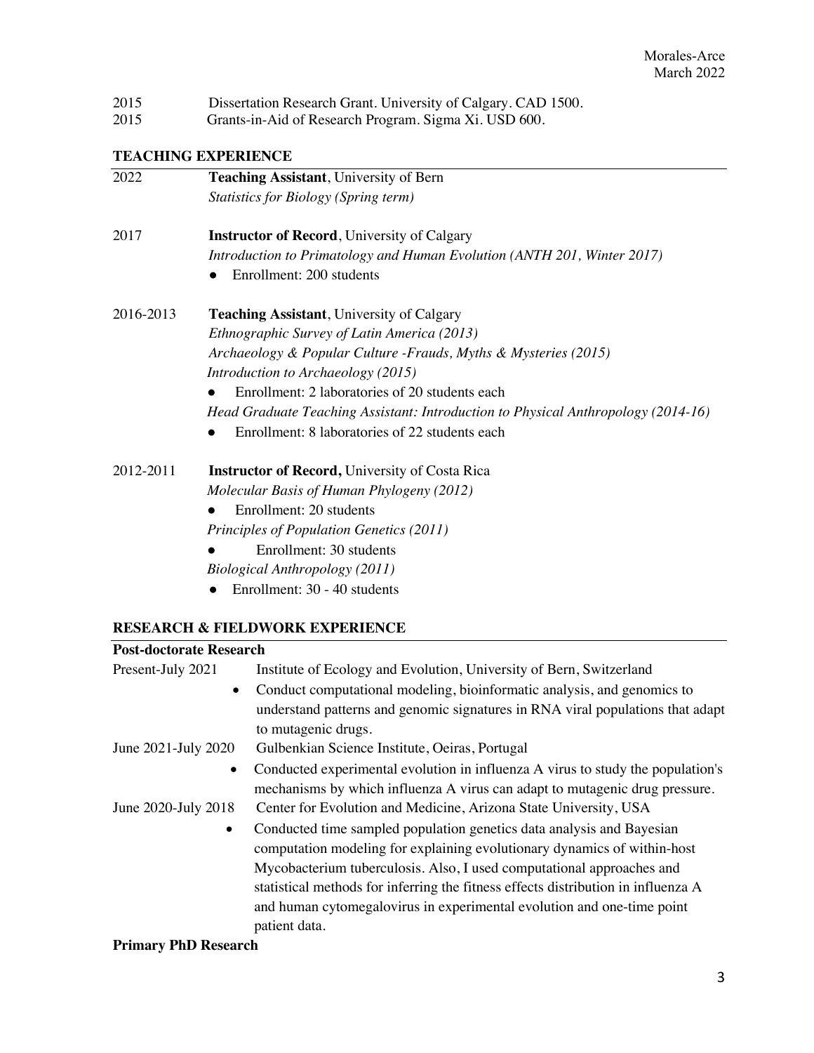2015 Dissertation Research Grant. University of Calgary. CAD 1500.
2015 Grants-in-Aid of Research Program. Sigma Xi. USD 600.

## TEACHING EXPERIENCE

2022 **Teaching Assistant**, University of Bern
*Statistics for Biology (Spring term)*

2017 **Instructor of Record**, University of Calgary
*Introduction to Primatology and Human Evolution (ANTH 201, Winter 2017)*

- Enrollment: 200 students

2016-2013 **Teaching Assistant**, University of Calgary
*Ethnographic Survey of Latin America (2013)*
*Archaeology & Popular Culture -Frauds, Myths & Mysteries (2015)*
*Introduction to Archaeology (2015)*

- Enrollment: 2 laboratories of 20 students each

*Head Graduate Teaching Assistant: Introduction to Physical Anthropology (2014-16)*

- Enrollment: 8 laboratories of 22 students each

2012-2011 **Instructor of Record,** University of Costa Rica
*Molecular Basis of Human Phylogeny (2012)*

- Enrollment: 20 students

*Principles of Population Genetics (2011)*

- Enrollment: 30 students

*Biological Anthropology (2011)*

- Enrollment: 30 - 40 students

## RESEARCH & FIELDWORK EXPERIENCE

### Post-doctorate Research

Present-July 2021 Institute of Ecology and Evolution, University of Bern, Switzerland

- Conduct computational modeling, bioinformatic analysis, and genomics to understand patterns and genomic signatures in RNA viral populations that adapt to mutagenic drugs.

June 2021-July 2020 Gulbenkian Science Institute, Oeiras, Portugal

- Conducted experimental evolution in influenza A virus to study the population's mechanisms by which influenza A virus can adapt to mutagenic drug pressure.

June 2020-July 2018 Center for Evolution and Medicine, Arizona State University, USA

- Conducted time sampled population genetics data analysis and Bayesian computation modeling for explaining evolutionary dynamics of within-host Mycobacterium tuberculosis. Also, I used computational approaches and statistical methods for inferring the fitness effects distribution in influenza A and human cytomegalovirus in experimental evolution and one-time point patient data.

### Primary PhD Research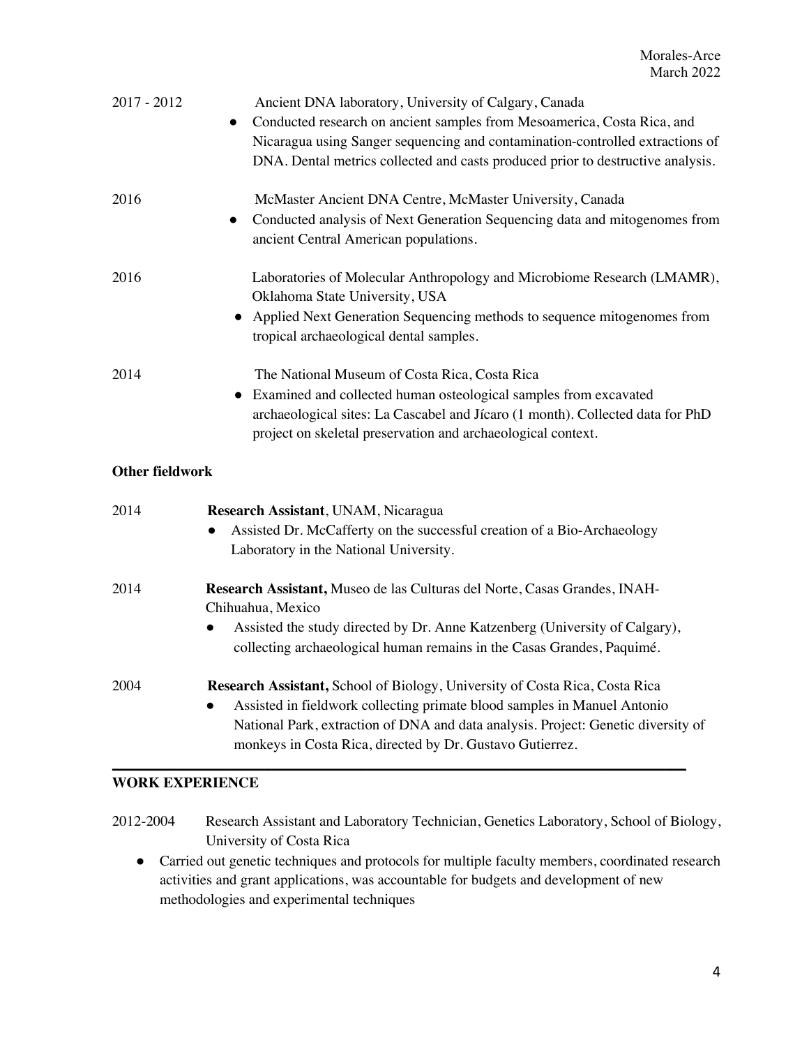2017 - 2012 Ancient DNA laboratory, University of Calgary, Canada

- Conducted research on ancient samples from Mesoamerica, Costa Rica, and Nicaragua using Sanger sequencing and contamination-controlled extractions of DNA. Dental metrics collected and casts produced prior to destructive analysis.

2016 McMaster Ancient DNA Centre, McMaster University, Canada

- Conducted analysis of Next Generation Sequencing data and mitogenomes from ancient Central American populations.

2016 Laboratories of Molecular Anthropology and Microbiome Research (LMAMR), Oklahoma State University, USA

- Applied Next Generation Sequencing methods to sequence mitogenomes from tropical archaeological dental samples.

2014 The National Museum of Costa Rica, Costa Rica

- Examined and collected human osteological samples from excavated archaeological sites: La Cascabel and Jícaro (1 month). Collected data for PhD project on skeletal preservation and archaeological context.

**Other fieldwork**

2014 **Research Assistant**, UNAM, Nicaragua

- Assisted Dr. McCafferty on the successful creation of a Bio-Archaeology Laboratory in the National University.

2014 **Research Assistant,** Museo de las Culturas del Norte, Casas Grandes, INAH-Chihuahua, Mexico

- Assisted the study directed by Dr. Anne Katzenberg (University of Calgary), collecting archaeological human remains in the Casas Grandes, Paquimé.

2004 **Research Assistant,** School of Biology, University of Costa Rica, Costa Rica

- Assisted in fieldwork collecting primate blood samples in Manuel Antonio National Park, extraction of DNA and data analysis. Project: Genetic diversity of monkeys in Costa Rica, directed by Dr. Gustavo Gutierrez.

## WORK EXPERIENCE

2012-2004 Research Assistant and Laboratory Technician, Genetics Laboratory, School of Biology, University of Costa Rica

- Carried out genetic techniques and protocols for multiple faculty members, coordinated research activities and grant applications, was accountable for budgets and development of new methodologies and experimental techniques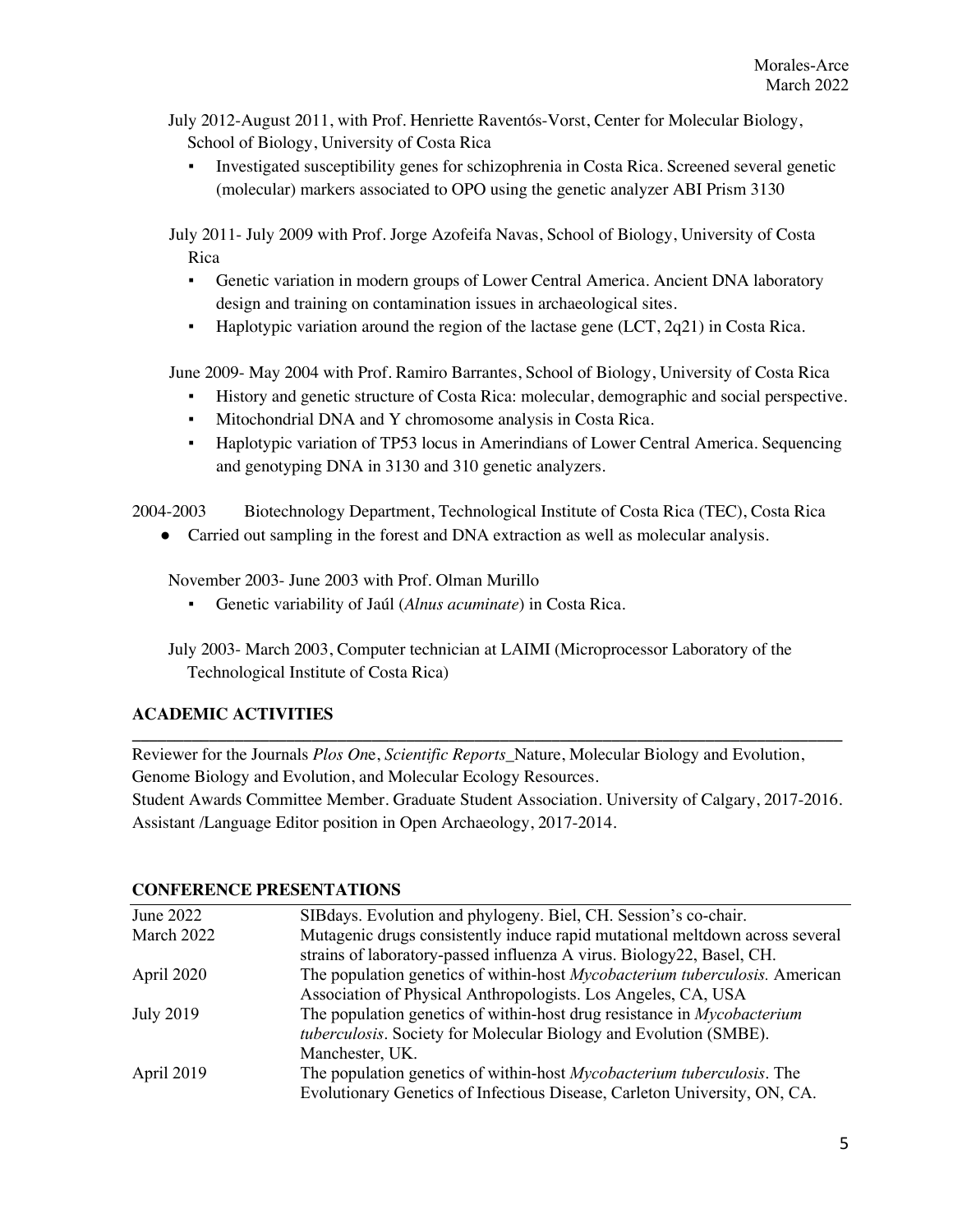July 2012-August 2011, with Prof. Henriette Raventós-Vorst, Center for Molecular Biology, School of Biology, University of Costa Rica

- Investigated susceptibility genes for schizophrenia in Costa Rica. Screened several genetic (molecular) markers associated to OPO using the genetic analyzer ABI Prism 3130

July 2011- July 2009 with Prof. Jorge Azofeifa Navas, School of Biology, University of Costa Rica

- Genetic variation in modern groups of Lower Central America. Ancient DNA laboratory design and training on contamination issues in archaeological sites.
- Haplotypic variation around the region of the lactase gene (LCT, 2q21) in Costa Rica.

June 2009- May 2004 with Prof. Ramiro Barrantes, School of Biology, University of Costa Rica

- History and genetic structure of Costa Rica: molecular, demographic and social perspective.
- Mitochondrial DNA and Y chromosome analysis in Costa Rica.
- Haplotypic variation of TP53 locus in Amerindians of Lower Central America. Sequencing and genotyping DNA in 3130 and 310 genetic analyzers.

2004-2003 Biotechnology Department, Technological Institute of Costa Rica (TEC), Costa Rica

- Carried out sampling in the forest and DNA extraction as well as molecular analysis.

November 2003- June 2003 with Prof. Olman Murillo

- Genetic variability of Jaúl (*Alnus acuminate*) in Costa Rica.

July 2003- March 2003, Computer technician at LAIMI (Microprocessor Laboratory of the Technological Institute of Costa Rica)

## ACADEMIC ACTIVITIES

Reviewer for the Journals *Plos On*e, *Scientific Reports*_Nature, Molecular Biology and Evolution, Genome Biology and Evolution, and Molecular Ecology Resources.
Student Awards Committee Member. Graduate Student Association. University of Calgary, 2017-2016.
Assistant /Language Editor position in Open Archaeology, 2017-2014.

## CONFERENCE PRESENTATIONS

| | |
|---|---|
| June 2022 | SIBdays. Evolution and phylogeny. Biel, CH. Session's co-chair. |
| March 2022 | Mutagenic drugs consistently induce rapid mutational meltdown across several strains of laboratory-passed influenza A virus. Biology22, Basel, CH. |
| April 2020 | The population genetics of within-host *Mycobacterium tuberculosis.* American Association of Physical Anthropologists. Los Angeles, CA, USA |
| July 2019 | The population genetics of within-host drug resistance in *Mycobacterium tuberculosis*. Society for Molecular Biology and Evolution (SMBE). Manchester, UK. |
| April 2019 | The population genetics of within-host *Mycobacterium tuberculosis*. The Evolutionary Genetics of Infectious Disease, Carleton University, ON, CA. |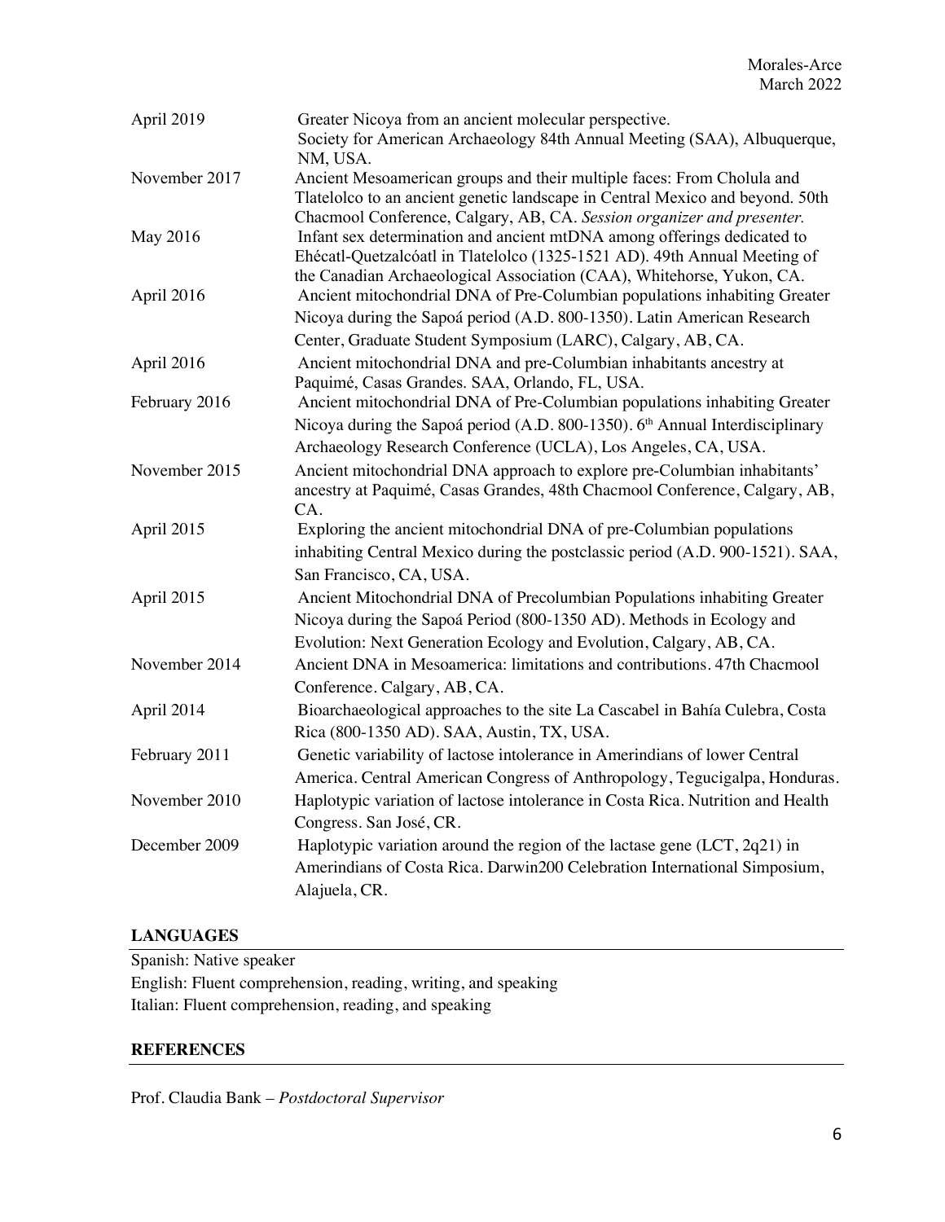| | |
|---|---|
| April 2019 | Greater Nicoya from an ancient molecular perspective. Society for American Archaeology 84th Annual Meeting (SAA), Albuquerque, NM, USA. |
| November 2017 | Ancient Mesoamerican groups and their multiple faces: From Cholula and Tlatelolco to an ancient genetic landscape in Central Mexico and beyond. 50th Chacmool Conference, Calgary, AB, CA. *Session organizer and presenter.* |
| May 2016 | Infant sex determination and ancient mtDNA among offerings dedicated to Ehécatl-Quetzalcóatl in Tlatelolco (1325-1521 AD). 49th Annual Meeting of the Canadian Archaeological Association (CAA), Whitehorse, Yukon, CA. |
| April 2016 | Ancient mitochondrial DNA of Pre-Columbian populations inhabiting Greater Nicoya during the Sapoá period (A.D. 800-1350). Latin American Research Center, Graduate Student Symposium (LARC), Calgary, AB, CA. |
| April 2016 | Ancient mitochondrial DNA and pre-Columbian inhabitants ancestry at Paquimé, Casas Grandes. SAA, Orlando, FL, USA. |
| February 2016 | Ancient mitochondrial DNA of Pre-Columbian populations inhabiting Greater Nicoya during the Sapoá period (A.D. 800-1350). 6th Annual Interdisciplinary Archaeology Research Conference (UCLA), Los Angeles, CA, USA. |
| November 2015 | Ancient mitochondrial DNA approach to explore pre-Columbian inhabitants' ancestry at Paquimé, Casas Grandes, 48th Chacmool Conference, Calgary, AB, CA. |
| April 2015 | Exploring the ancient mitochondrial DNA of pre-Columbian populations inhabiting Central Mexico during the postclassic period (A.D. 900-1521). SAA, San Francisco, CA, USA. |
| April 2015 | Ancient Mitochondrial DNA of Precolumbian Populations inhabiting Greater Nicoya during the Sapoá Period (800-1350 AD). Methods in Ecology and Evolution: Next Generation Ecology and Evolution, Calgary, AB, CA. |
| November 2014 | Ancient DNA in Mesoamerica: limitations and contributions. 47th Chacmool Conference. Calgary, AB, CA. |
| April 2014 | Bioarchaeological approaches to the site La Cascabel in Bahía Culebra, Costa Rica (800-1350 AD). SAA, Austin, TX, USA. |
| February 2011 | Genetic variability of lactose intolerance in Amerindians of lower Central America. Central American Congress of Anthropology, Tegucigalpa, Honduras. |
| November 2010 | Haplotypic variation of lactose intolerance in Costa Rica. Nutrition and Health Congress. San José, CR. |
| December 2009 | Haplotypic variation around the region of the lactase gene (LCT, 2q21) in Amerindians of Costa Rica. Darwin200 Celebration International Simposium, Alajuela, CR. |

## LANGUAGES

Spanish: Native speaker
English: Fluent comprehension, reading, writing, and speaking
Italian: Fluent comprehension, reading, and speaking

## REFERENCES

Prof. Claudia Bank – *Postdoctoral Supervisor*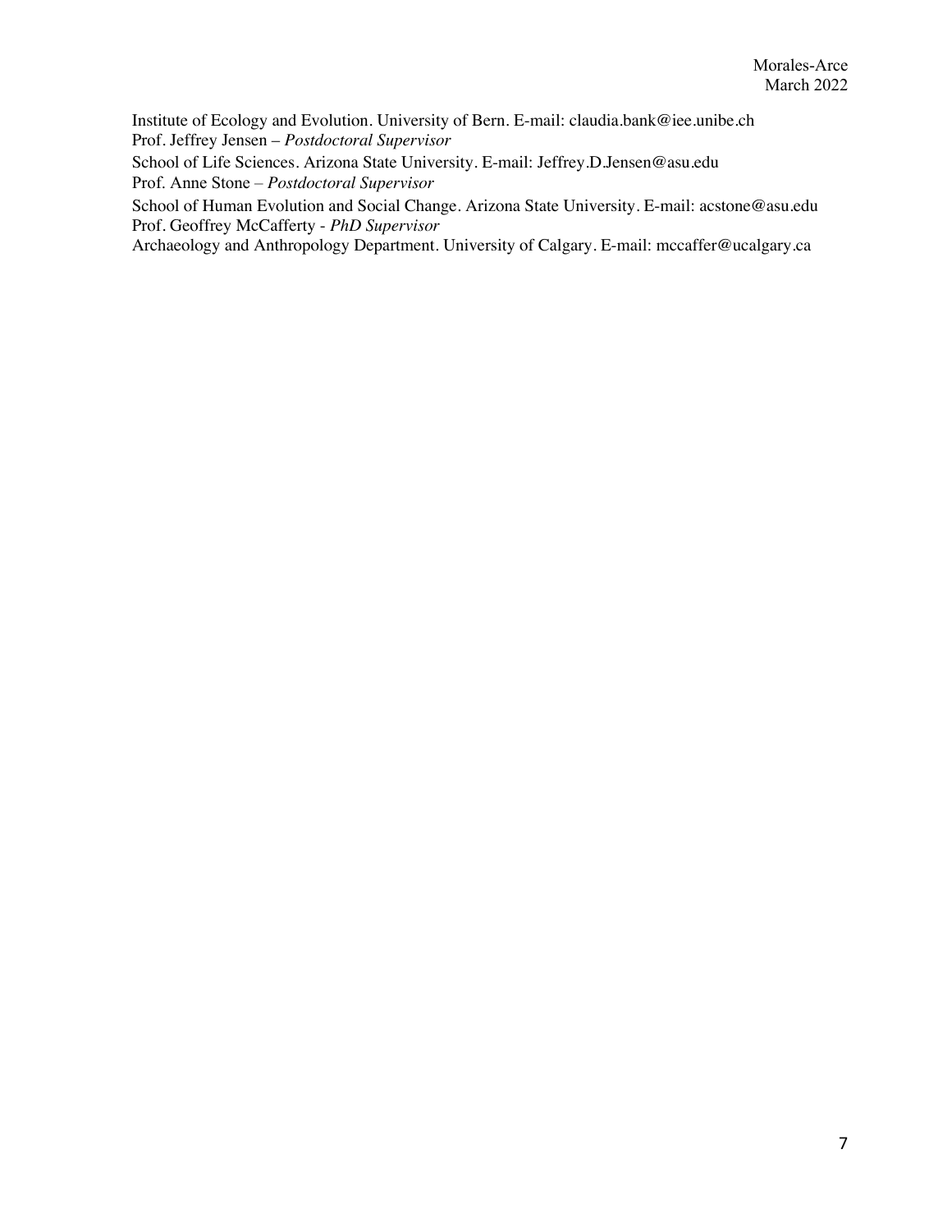Institute of Ecology and Evolution. University of Bern. E-mail: claudia.bank@iee.unibe.ch
Prof. Jeffrey Jensen – *Postdoctoral Supervisor*
School of Life Sciences. Arizona State University. E-mail: Jeffrey.D.Jensen@asu.edu
Prof. Anne Stone – *Postdoctoral Supervisor*
School of Human Evolution and Social Change. Arizona State University. E-mail: acstone@asu.edu
Prof. Geoffrey McCafferty - *PhD Supervisor*
Archaeology and Anthropology Department. University of Calgary. E-mail: mccaffer@ucalgary.ca